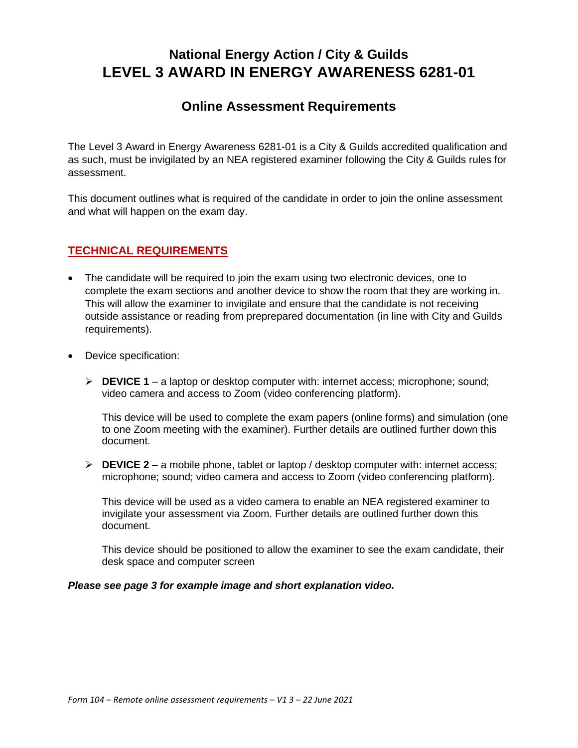# National Energy Action / City & Guilds
# LEVEL 3 AWARD IN ENERGY AWARENESS 6281-01

## Online Assessment Requirements

The Level 3 Award in Energy Awareness 6281-01 is a City & Guilds accredited qualification and as such, must be invigilated by an NEA registered examiner following the City & Guilds rules for assessment.

This document outlines what is required of the candidate in order to join the online assessment and what will happen on the exam day.

## TECHNICAL REQUIREMENTS

- The candidate will be required to join the exam using two electronic devices, one to complete the exam sections and another device to show the room that they are working in. This will allow the examiner to invigilate and ensure that the candidate is not receiving outside assistance or reading from preprepared documentation (in line with City and Guilds requirements).

- Device specification:

  - **DEVICE 1** – a laptop or desktop computer with: internet access; microphone; sound; video camera and access to Zoom (video conferencing platform).

    This device will be used to complete the exam papers (online forms) and simulation (one to one Zoom meeting with the examiner). Further details are outlined further down this document.

  - **DEVICE 2** – a mobile phone, tablet or laptop / desktop computer with: internet access; microphone; sound; video camera and access to Zoom (video conferencing platform).

    This device will be used as a video camera to enable an NEA registered examiner to invigilate your assessment via Zoom. Further details are outlined further down this document.

    This device should be positioned to allow the examiner to see the exam candidate, their desk space and computer screen

***Please see page 3 for example image and short explanation video.***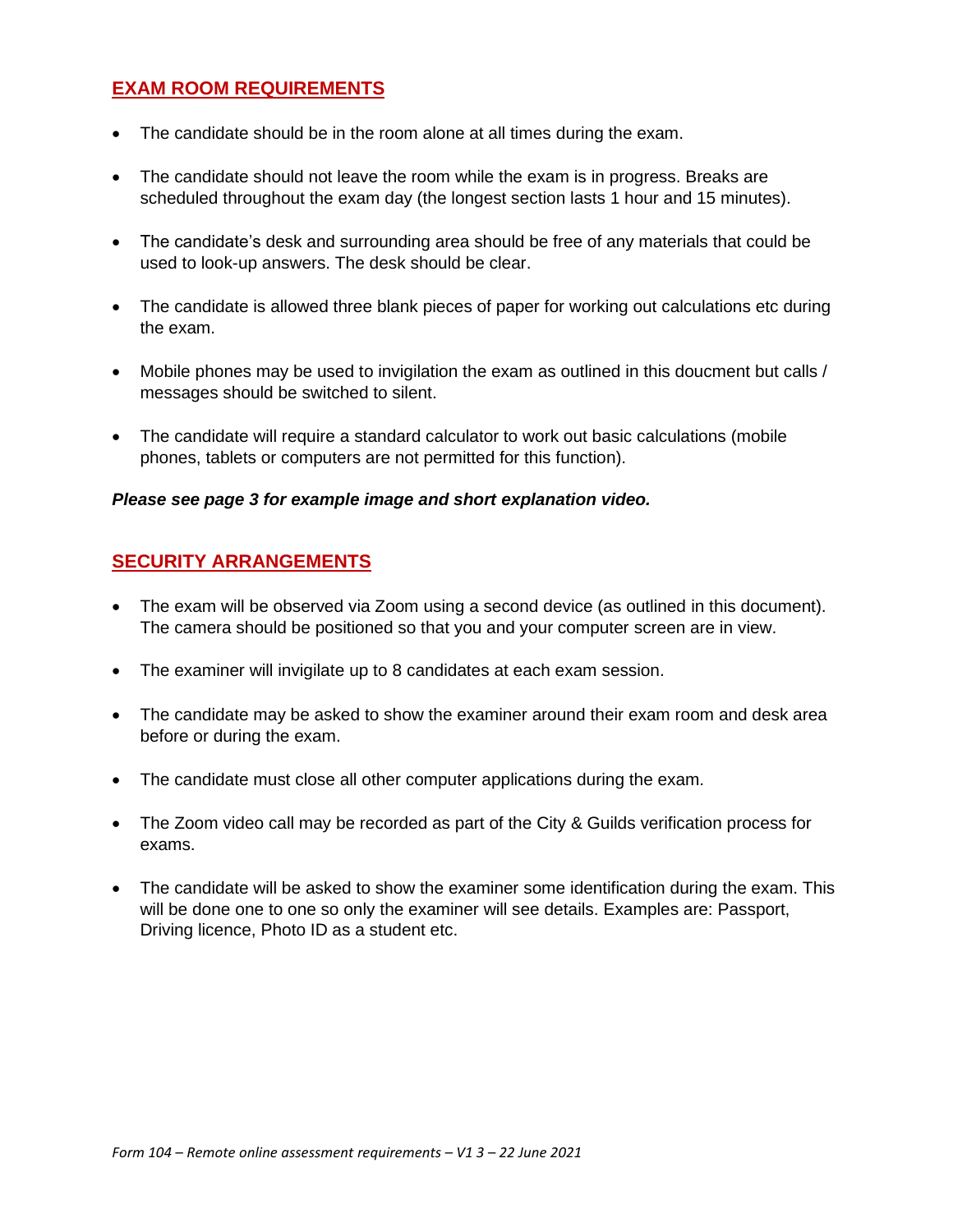## EXAM ROOM REQUIREMENTS

- The candidate should be in the room alone at all times during the exam.
- The candidate should not leave the room while the exam is in progress. Breaks are scheduled throughout the exam day (the longest section lasts 1 hour and 15 minutes).
- The candidate's desk and surrounding area should be free of any materials that could be used to look-up answers. The desk should be clear.
- The candidate is allowed three blank pieces of paper for working out calculations etc during the exam.
- Mobile phones may be used to invigilation the exam as outlined in this doucment but calls / messages should be switched to silent.
- The candidate will require a standard calculator to work out basic calculations (mobile phones, tablets or computers are not permitted for this function).

***Please see page 3 for example image and short explanation video.***

## SECURITY ARRANGEMENTS

- The exam will be observed via Zoom using a second device (as outlined in this document). The camera should be positioned so that you and your computer screen are in view.
- The examiner will invigilate up to 8 candidates at each exam session.
- The candidate may be asked to show the examiner around their exam room and desk area before or during the exam.
- The candidate must close all other computer applications during the exam.
- The Zoom video call may be recorded as part of the City & Guilds verification process for exams.
- The candidate will be asked to show the examiner some identification during the exam. This will be done one to one so only the examiner will see details. Examples are: Passport, Driving licence, Photo ID as a student etc.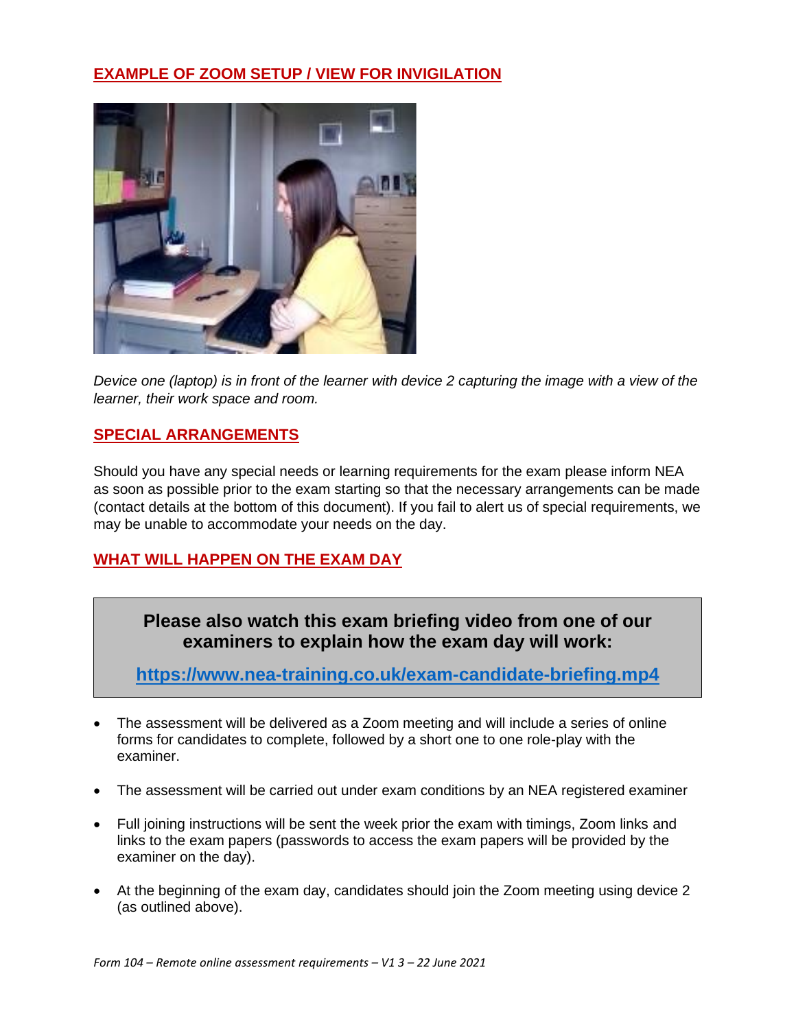## EXAMPLE OF ZOOM SETUP / VIEW FOR INVIGILATION

*Device one (laptop) is in front of the learner with device 2 capturing the image with a view of the learner, their work space and room.*

## SPECIAL ARRANGEMENTS

Should you have any special needs or learning requirements for the exam please inform NEA as soon as possible prior to the exam starting so that the necessary arrangements can be made (contact details at the bottom of this document). If you fail to alert us of special requirements, we may be unable to accommodate your needs on the day.

## WHAT WILL HAPPEN ON THE EXAM DAY

**Please also watch this exam briefing video from one of our examiners to explain how the exam day will work:**

**https://www.nea-training.co.uk/exam-candidate-briefing.mp4**

- The assessment will be delivered as a Zoom meeting and will include a series of online forms for candidates to complete, followed by a short one to one role-play with the examiner.
- The assessment will be carried out under exam conditions by an NEA registered examiner
- Full joining instructions will be sent the week prior the exam with timings, Zoom links and links to the exam papers (passwords to access the exam papers will be provided by the examiner on the day).
- At the beginning of the exam day, candidates should join the Zoom meeting using device 2 (as outlined above).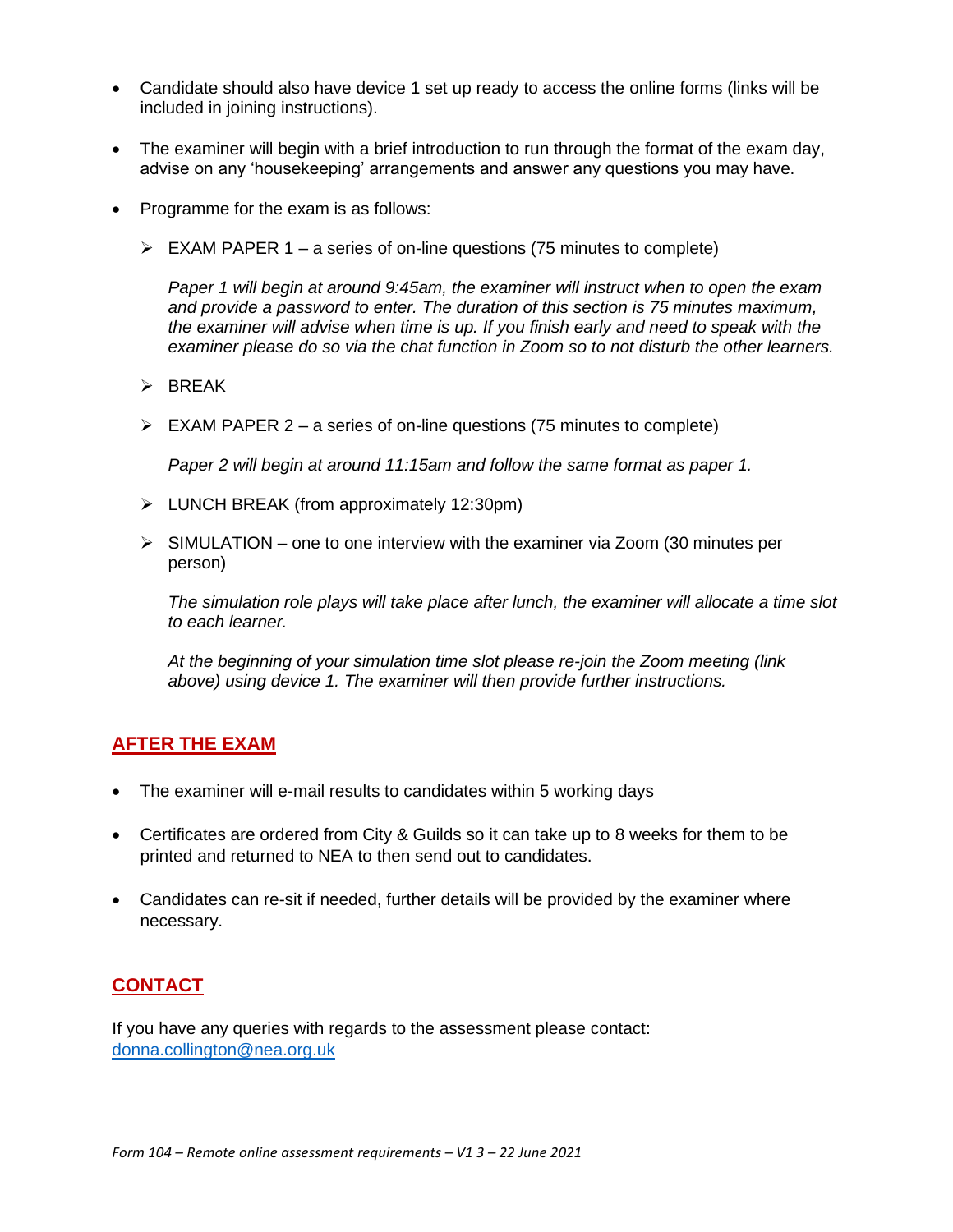- Candidate should also have device 1 set up ready to access the online forms (links will be included in joining instructions).

- The examiner will begin with a brief introduction to run through the format of the exam day, advise on any 'housekeeping' arrangements and answer any questions you may have.

- Programme for the exam is as follows:

  - EXAM PAPER 1 – a series of on-line questions (75 minutes to complete)

    *Paper 1 will begin at around 9:45am, the examiner will instruct when to open the exam and provide a password to enter. The duration of this section is 75 minutes maximum, the examiner will advise when time is up. If you finish early and need to speak with the examiner please do so via the chat function in Zoom so to not disturb the other learners.*

  - BREAK

  - EXAM PAPER 2 – a series of on-line questions (75 minutes to complete)

    *Paper 2 will begin at around 11:15am and follow the same format as paper 1.*

  - LUNCH BREAK (from approximately 12:30pm)

  - SIMULATION – one to one interview with the examiner via Zoom (30 minutes per person)

    *The simulation role plays will take place after lunch, the examiner will allocate a time slot to each learner.*

    *At the beginning of your simulation time slot please re-join the Zoom meeting (link above) using device 1. The examiner will then provide further instructions.*

## AFTER THE EXAM

- The examiner will e-mail results to candidates within 5 working days

- Certificates are ordered from City & Guilds so it can take up to 8 weeks for them to be printed and returned to NEA to then send out to candidates.

- Candidates can re-sit if needed, further details will be provided by the examiner where necessary.

## CONTACT

If you have any queries with regards to the assessment please contact:
donna.collington@nea.org.uk

*Form 104 – Remote online assessment requirements – V1 3 – 22 June 2021*